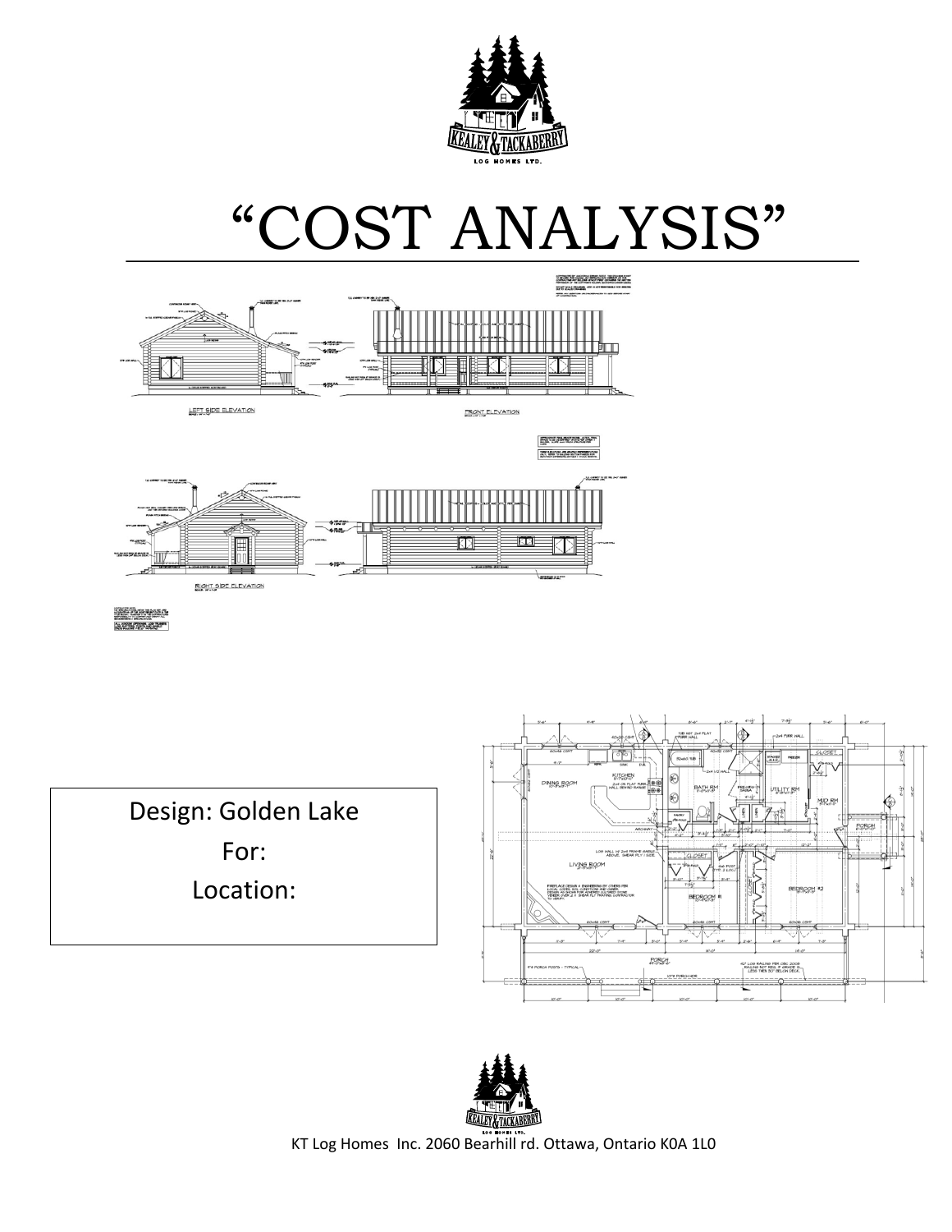# "COST ANALYSIS"

Design: Golden Lake

For:

Location:

KT Log Homes Inc. 2060 Bearhill rd. Ottawa, Ontario K0A 1L0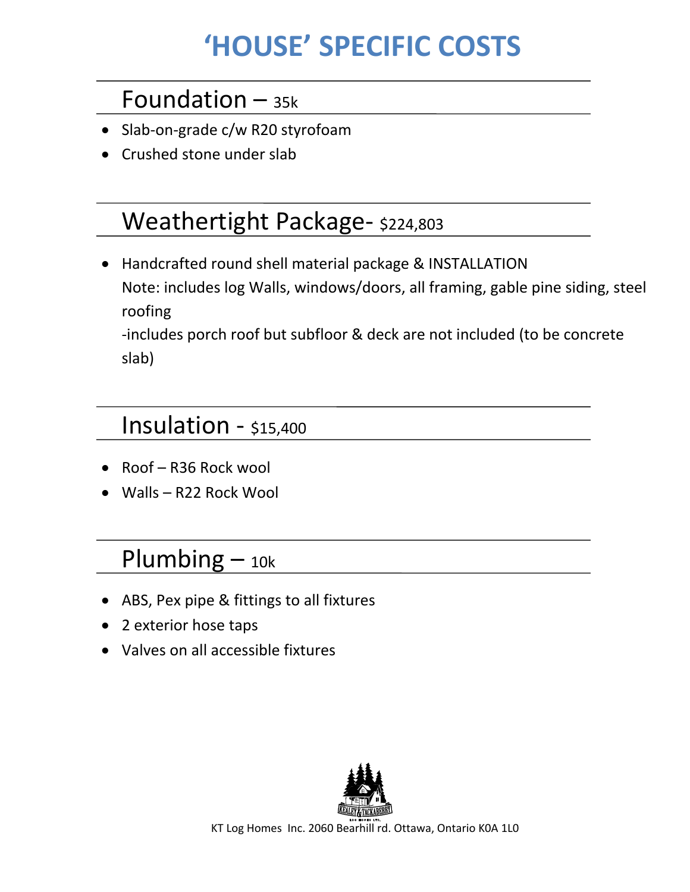# 'HOUSE' SPECIFIC COSTS

## Foundation – 35k

- Slab-on-grade c/w R20 styrofoam
- Crushed stone under slab

## Weathertight Package- $224,803

- Handcrafted round shell material package & INSTALLATION
  Note: includes log Walls, windows/doors, all framing, gable pine siding, steel roofing
  -includes porch roof but subfloor & deck are not included (to be concrete slab)

## Insulation - $15,400

- Roof – R36 Rock wool
- Walls – R22 Rock Wool

## Plumbing – 10k

- ABS, Pex pipe & fittings to all fixtures
- 2 exterior hose taps
- Valves on all accessible fixtures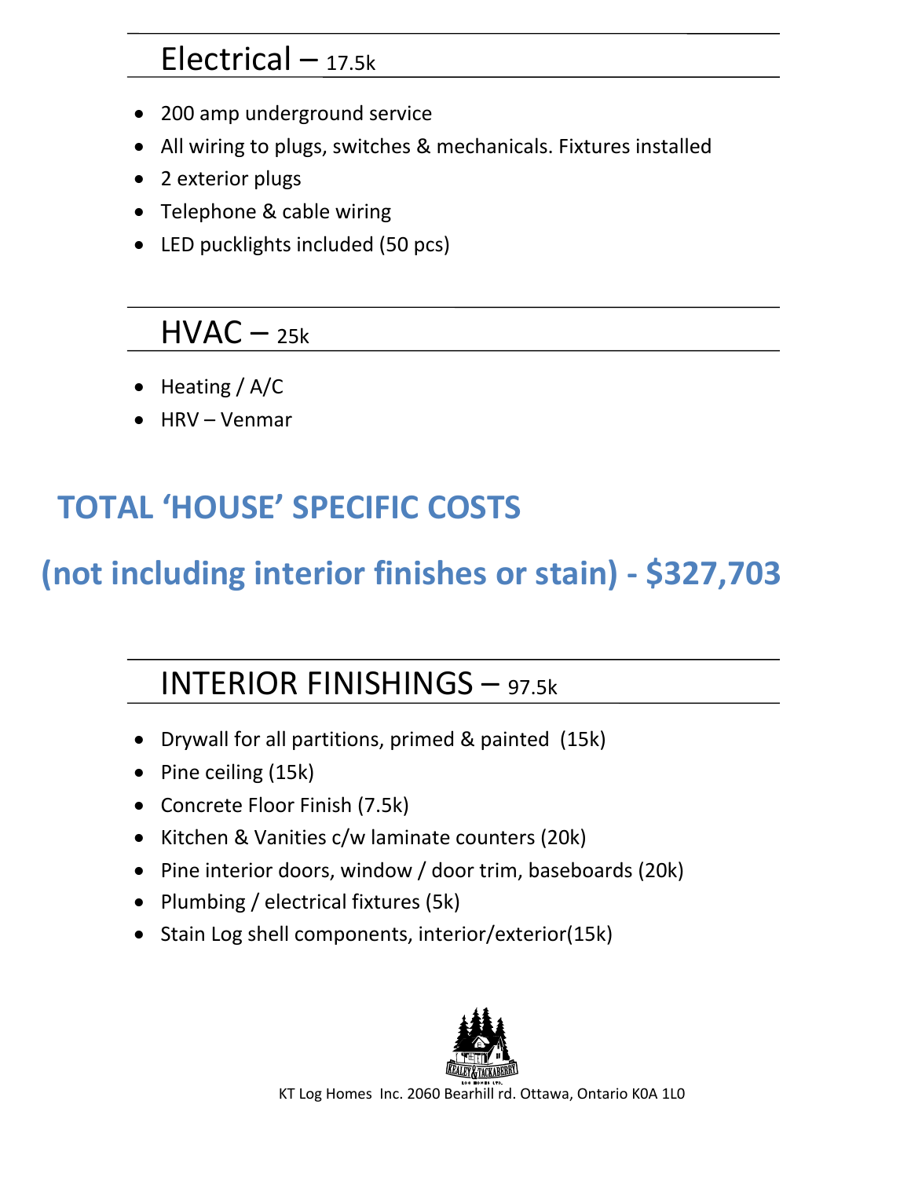## Electrical – 17.5k

- 200 amp underground service
- All wiring to plugs, switches & mechanicals. Fixtures installed
- 2 exterior plugs
- Telephone & cable wiring
- LED pucklights included (50 pcs)

## HVAC – 25k

- Heating / A/C
- HRV – Venmar

# TOTAL 'HOUSE' SPECIFIC COSTS

# (not including interior finishes or stain) - $327,703

## INTERIOR FINISHINGS – 97.5k

- Drywall for all partitions, primed & painted (15k)
- Pine ceiling (15k)
- Concrete Floor Finish (7.5k)
- Kitchen & Vanities c/w laminate counters (20k)
- Pine interior doors, window / door trim, baseboards (20k)
- Plumbing / electrical fixtures (5k)
- Stain Log shell components, interior/exterior(15k)

KEALEY & TACKABERRY LOG HOMES LTD.

KT Log Homes Inc. 2060 Bearhill rd. Ottawa, Ontario K0A 1L0